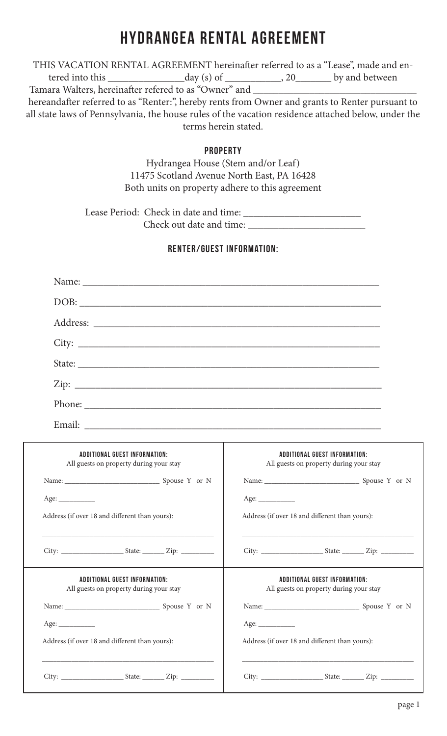# HYDRANGEA RENTAL AGREEMENT

THIS VACATION RENTAL AGREEMENT hereinafter referred to as a "Lease", made and entered into this _______________day (s) of ___________, 20_______ by and between Tamara Walters, hereinafter refered to as "Owner" and ________________________________ hereandafter referred to as "Renter:", hereby rents from Owner and grants to Renter pursuant to all state laws of Pennsylvania, the house rules of the vacation residence attached below, under the terms herein stated.

## PROPERTY

Hydrangea House (Stem and/or Leaf)
11475 Scotland Avenue North East, PA 16428
Both units on property adhere to this agreement

Lease Period: Check in date and time: _______________________
Check out date and time: _______________________

## RENTER/GUEST INFORMATION:

Name: ____________________________________________________________

DOB: ____________________________________________________________

Address: ____________________________________________________________

City: ____________________________________________________________

State: ____________________________________________________________

Zip: ____________________________________________________________

Phone: ____________________________________________________________

Email: ____________________________________________________________

| ADDITIONAL GUEST INFORMATION: All guests on property during your stay | ADDITIONAL GUEST INFORMATION: All guests on property during your stay |
|---|---|
| Name: _________________________ Spouse Y or N | Name: _________________________ Spouse Y or N |
| Age: __________ | Age: __________ |
| Address (if over 18 and different than yours): _____________________________________________ | Address (if over 18 and different than yours): _____________________________________________ |
| City: _________________ State: ______ Zip: _________ | City: _________________ State: ______ Zip: _________ |

| ADDITIONAL GUEST INFORMATION: All guests on property during your stay | ADDITIONAL GUEST INFORMATION: All guests on property during your stay |
|---|---|
| Name: _________________________ Spouse Y or N | Name: _________________________ Spouse Y or N |
| Age: __________ | Age: __________ |
| Address (if over 18 and different than yours): _____________________________________________ | Address (if over 18 and different than yours): _____________________________________________ |
| City: _________________ State: ______ Zip: _________ | City: _________________ State: ______ Zip: _________ |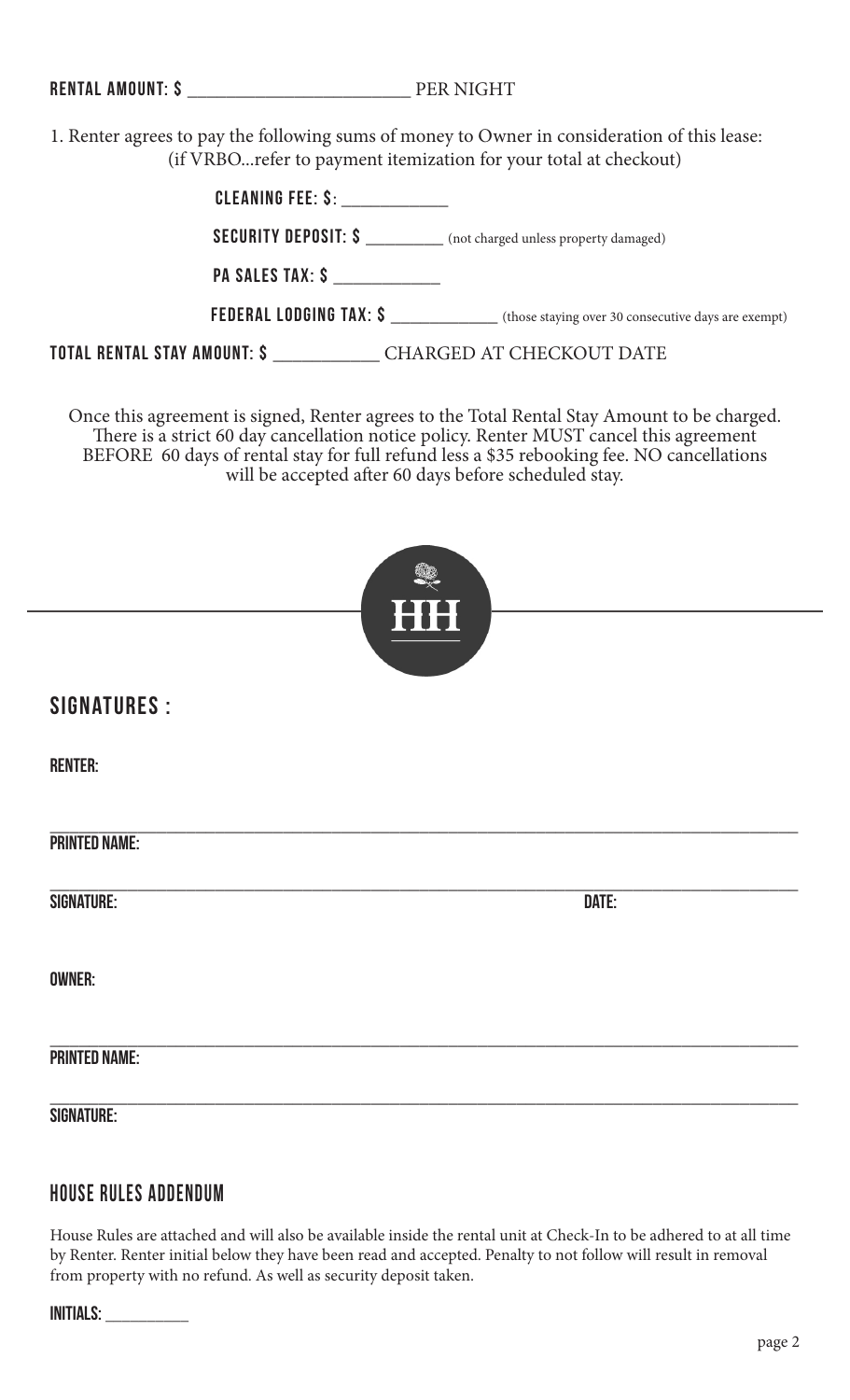**RENTAL AMOUNT: $** ________________________ PER NIGHT

1. Renter agrees to pay the following sums of money to Owner in consideration of this lease: (if VRBO...refer to payment itemization for your total at checkout)

**CLEANING FEE: $:** ____________

**SECURITY DEPOSIT: $** _________ (not charged unless property damaged)

**PA SALES TAX: $** ____________

**FEDERAL LODGING TAX: $** _____________ (those staying over 30 consecutive days are exempt)

**TOTAL RENTAL STAY AMOUNT: $** ___________ CHARGED AT CHECKOUT DATE

Once this agreement is signed, Renter agrees to the Total Rental Stay Amount to be charged. There is a strict 60 day cancellation notice policy. Renter MUST cancel this agreement BEFORE 60 days of rental stay for full refund less a $35 rebooking fee. NO cancellations will be accepted after 60 days before scheduled stay.

HH

## SIGNATURES :

**RENTER:**

______________________________________________________________________________

**PRINTED NAME:**

______________________________________________________________________________

**SIGNATURE:** **DATE:**

**OWNER:**

______________________________________________________________________________

**PRINTED NAME:**

______________________________________________________________________________

**SIGNATURE:**

## HOUSE RULES ADDENDUM

House Rules are attached and will also be available inside the rental unit at Check-In to be adhered to at all time by Renter. Renter initial below they have been read and accepted. Penalty to not follow will result in removal from property with no refund. As well as security deposit taken.

**INITIALS:** __________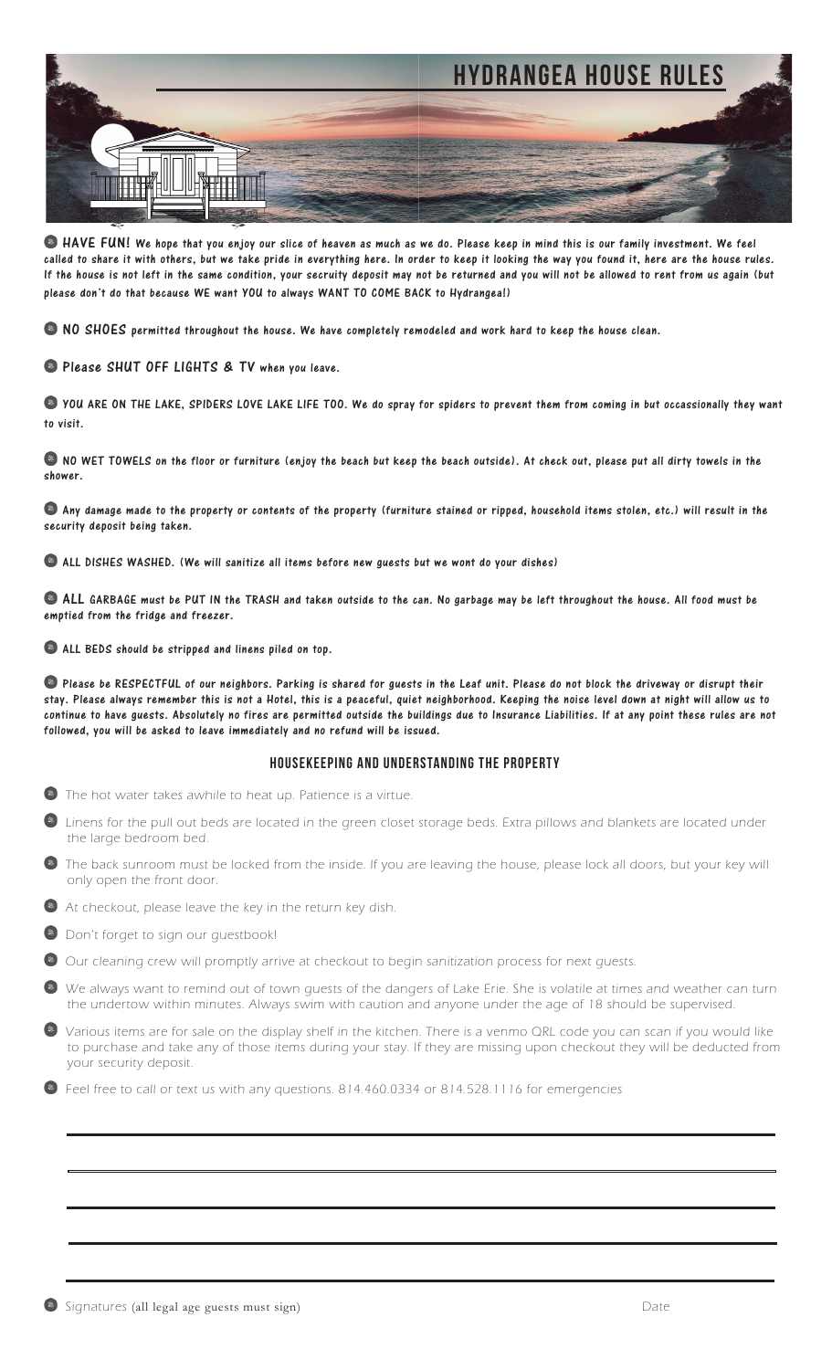# HYDRANGEA HOUSE RULES

- **HAVE FUN!** We hope that you enjoy our slice of heaven as much as we do. Please keep in mind this is our family investment. We feel called to share it with others, but we take pride in everything here. In order to keep it looking the way you found it, here are the house rules. If the house is not left in the same condition, your secruity deposit may not be returned and you will not be allowed to rent from us again (but please don't do that because WE want YOU to always WANT TO COME BACK to Hydrangea!)

- **NO SHOES** permitted throughout the house. We have completely remodeled and work hard to keep the house clean.

- **Please SHUT OFF LIGHTS & TV** when you leave.

- **YOU ARE ON THE LAKE, SPIDERS LOVE LAKE LIFE TOO.** We do spray for spiders to prevent them from coming in but occassionally they want to visit.

- **NO WET TOWELS** on the floor or furniture (enjoy the beach but keep the beach outside). At check out, please put all dirty towels in the shower.

- Any damage made to the property or contents of the property (furniture stained or ripped, household items stolen, etc.) will result in the security deposit being taken.

- **ALL DISHES WASHED.** (We will sanitize all items before new guests but we wont do your dishes)

- **ALL** GARBAGE must be PUT IN the TRASH and taken outside to the can. No garbage may be left throughout the house. All food must be emptied from the fridge and freezer.

- **ALL BEDS** should be stripped and linens piled on top.

- Please be **RESPECTFUL** of our neighbors. Parking is shared for guests in the Leaf unit. Please do not block the driveway or disrupt their stay. Please always remember this is not a Hotel, this is a peaceful, quiet neighborhood. Keeping the noise level down at night will allow us to continue to have guests. Absolutely no fires are permitted outside the buildings due to Insurance Liabilities. If at any point these rules are not followed, you will be asked to leave immediately and no refund will be issued.

## HOUSEKEEPING AND UNDERSTANDING THE PROPERTY

- The hot water takes awhile to heat up. Patience is a virtue.
- Linens for the pull out beds are located in the green closet storage beds. Extra pillows and blankets are located under the large bedroom bed.
- The back sunroom must be locked from the inside. If you are leaving the house, please lock all doors, but your key will only open the front door.
- At checkout, please leave the key in the return key dish.
- Don't forget to sign our guestbook!
- Our cleaning crew will promptly arrive at checkout to begin sanitization process for next guests.
- We always want to remind out of town guests of the dangers of Lake Erie. She is volatile at times and weather can turn the undertow within minutes. Always swim with caution and anyone under the age of 18 should be supervised.
- Various items are for sale on the display shelf in the kitchen. There is a venmo QRL code you can scan if you would like to purchase and take any of those items during your stay. If they are missing upon checkout they will be deducted from your security deposit.
- Feel free to call or text us with any questions. 814.460.0334 or 814.528.1116 for emergencies

Signatures (all legal age guests must sign) Date